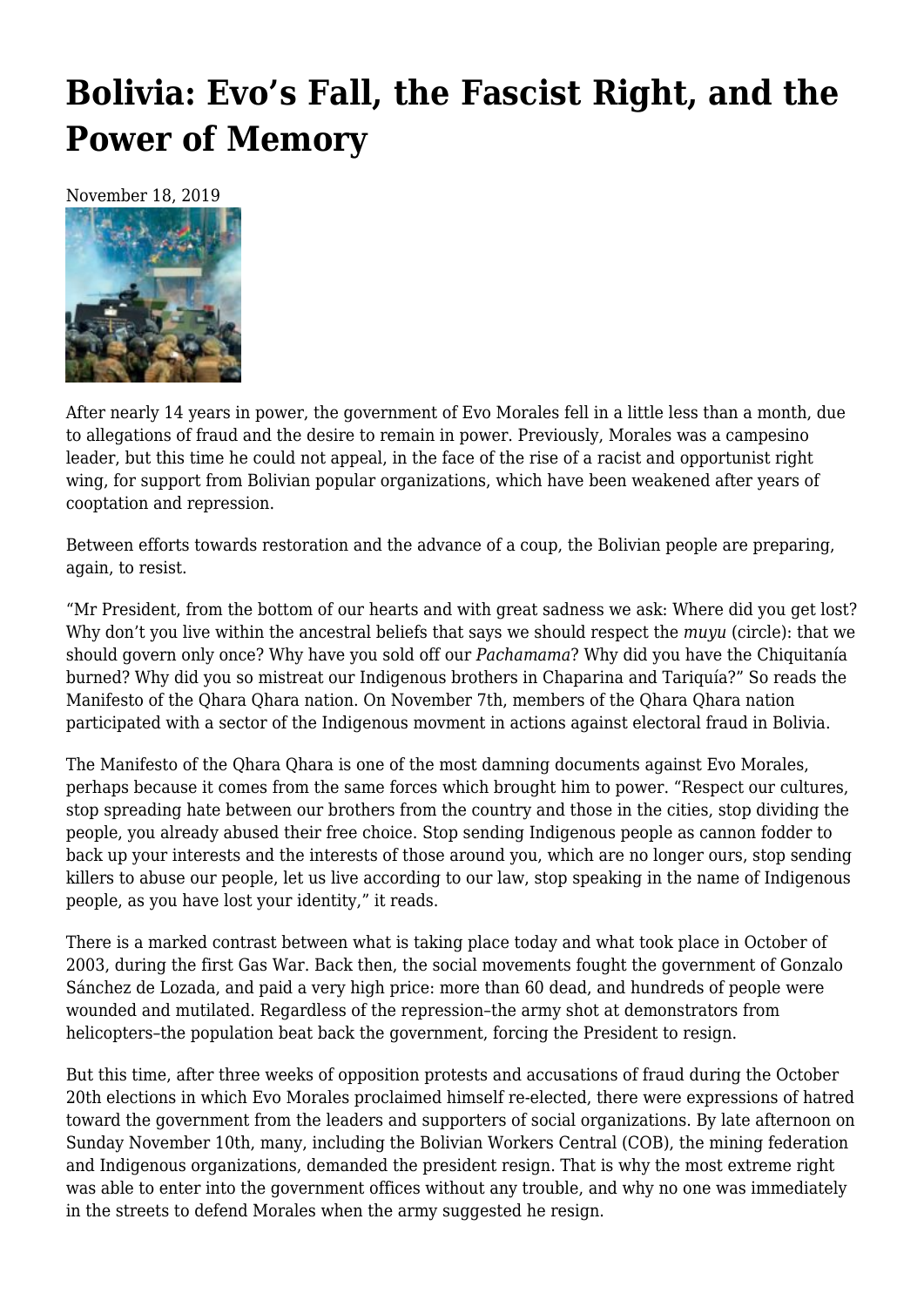# Bolivia: Evo's Fall, the Fascist Right, and the Power of Memory

November 18, 2019

After nearly 14 years in power, the government of Evo Morales fell in a little less than a month, due to allegations of fraud and the desire to remain in power. Previously, Morales was a campesino leader, but this time he could not appeal, in the face of the rise of a racist and opportunist right wing, for support from Bolivian popular organizations, which have been weakened after years of cooptation and repression.

Between efforts towards restoration and the advance of a coup, the Bolivian people are preparing, again, to resist.

"Mr President, from the bottom of our hearts and with great sadness we ask: Where did you get lost? Why don't you live within the ancestral beliefs that says we should respect the *muyu* (circle): that we should govern only once? Why have you sold off our *Pachamama*? Why did you have the Chiquitanía burned? Why did you so mistreat our Indigenous brothers in Chaparina and Tariquía?" So reads the Manifesto of the Qhara Qhara nation. On November 7th, members of the Qhara Qhara nation participated with a sector of the Indigenous movment in actions against electoral fraud in Bolivia.

The Manifesto of the Qhara Qhara is one of the most damning documents against Evo Morales, perhaps because it comes from the same forces which brought him to power. "Respect our cultures, stop spreading hate between our brothers from the country and those in the cities, stop dividing the people, you already abused their free choice. Stop sending Indigenous people as cannon fodder to back up your interests and the interests of those around you, which are no longer ours, stop sending killers to abuse our people, let us live according to our law, stop speaking in the name of Indigenous people, as you have lost your identity," it reads.

There is a marked contrast between what is taking place today and what took place in October of 2003, during the first Gas War. Back then, the social movements fought the government of Gonzalo Sánchez de Lozada, and paid a very high price: more than 60 dead, and hundreds of people were wounded and mutilated. Regardless of the repression–the army shot at demonstrators from helicopters–the population beat back the government, forcing the President to resign.

But this time, after three weeks of opposition protests and accusations of fraud during the October 20th elections in which Evo Morales proclaimed himself re-elected, there were expressions of hatred toward the government from the leaders and supporters of social organizations. By late afternoon on Sunday November 10th, many, including the Bolivian Workers Central (COB), the mining federation and Indigenous organizations, demanded the president resign. That is why the most extreme right was able to enter into the government offices without any trouble, and why no one was immediately in the streets to defend Morales when the army suggested he resign.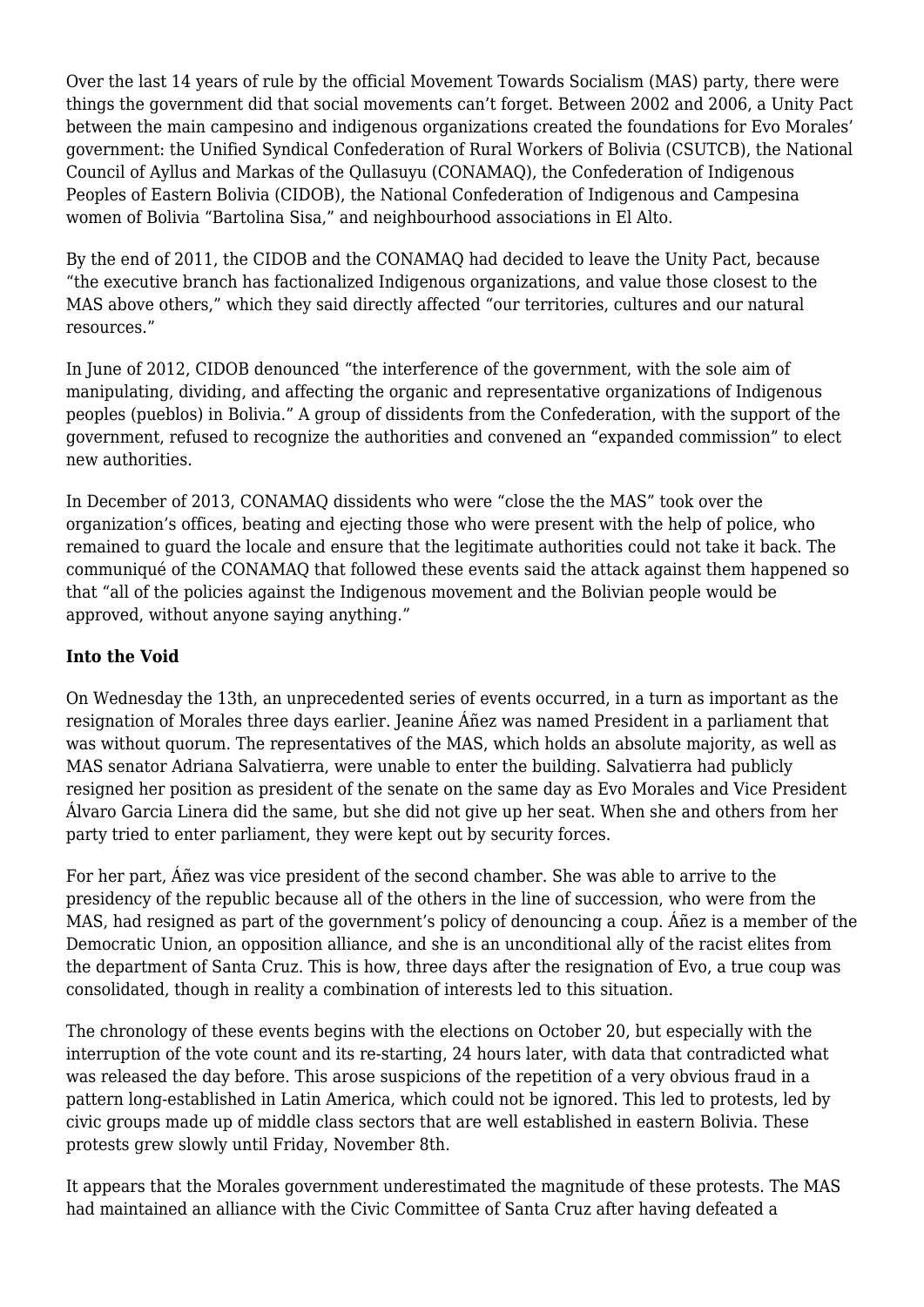Over the last 14 years of rule by the official Movement Towards Socialism (MAS) party, there were things the government did that social movements can't forget. Between 2002 and 2006, a Unity Pact between the main campesino and indigenous organizations created the foundations for Evo Morales' government: the Unified Syndical Confederation of Rural Workers of Bolivia (CSUTCB), the National Council of Ayllus and Markas of the Qullasuyu (CONAMAQ), the Confederation of Indigenous Peoples of Eastern Bolivia (CIDOB), the National Confederation of Indigenous and Campesina women of Bolivia "Bartolina Sisa," and neighbourhood associations in El Alto.

By the end of 2011, the CIDOB and the CONAMAQ had decided to leave the Unity Pact, because "the executive branch has factionalized Indigenous organizations, and value those closest to the MAS above others," which they said directly affected "our territories, cultures and our natural resources."

In June of 2012, CIDOB denounced "the interference of the government, with the sole aim of manipulating, dividing, and affecting the organic and representative organizations of Indigenous peoples (pueblos) in Bolivia." A group of dissidents from the Confederation, with the support of the government, refused to recognize the authorities and convened an "expanded commission" to elect new authorities.

In December of 2013, CONAMAQ dissidents who were "close the the MAS" took over the organization's offices, beating and ejecting those who were present with the help of police, who remained to guard the locale and ensure that the legitimate authorities could not take it back. The communiqué of the CONAMAQ that followed these events said the attack against them happened so that "all of the policies against the Indigenous movement and the Bolivian people would be approved, without anyone saying anything."

**Into the Void**

On Wednesday the 13th, an unprecedented series of events occurred, in a turn as important as the resignation of Morales three days earlier. Jeanine Áñez was named President in a parliament that was without quorum. The representatives of the MAS, which holds an absolute majority, as well as MAS senator Adriana Salvatierra, were unable to enter the building. Salvatierra had publicly resigned her position as president of the senate on the same day as Evo Morales and Vice President Álvaro Garcia Linera did the same, but she did not give up her seat. When she and others from her party tried to enter parliament, they were kept out by security forces.

For her part, Áñez was vice president of the second chamber. She was able to arrive to the presidency of the republic because all of the others in the line of succession, who were from the MAS, had resigned as part of the government's policy of denouncing a coup. Áñez is a member of the Democratic Union, an opposition alliance, and she is an unconditional ally of the racist elites from the department of Santa Cruz. This is how, three days after the resignation of Evo, a true coup was consolidated, though in reality a combination of interests led to this situation.

The chronology of these events begins with the elections on October 20, but especially with the interruption of the vote count and its re-starting, 24 hours later, with data that contradicted what was released the day before. This arose suspicions of the repetition of a very obvious fraud in a pattern long-established in Latin America, which could not be ignored. This led to protests, led by civic groups made up of middle class sectors that are well established in eastern Bolivia. These protests grew slowly until Friday, November 8th.

It appears that the Morales government underestimated the magnitude of these protests. The MAS had maintained an alliance with the Civic Committee of Santa Cruz after having defeated a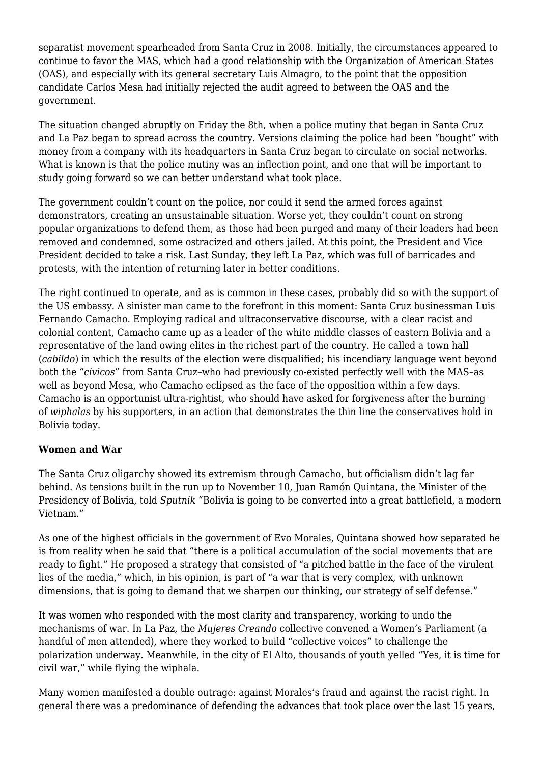separatist movement spearheaded from Santa Cruz in 2008. Initially, the circumstances appeared to continue to favor the MAS, which had a good relationship with the Organization of American States (OAS), and especially with its general secretary Luis Almagro, to the point that the opposition candidate Carlos Mesa had initially rejected the audit agreed to between the OAS and the government.

The situation changed abruptly on Friday the 8th, when a police mutiny that began in Santa Cruz and La Paz began to spread across the country. Versions claiming the police had been "bought" with money from a company with its headquarters in Santa Cruz began to circulate on social networks. What is known is that the police mutiny was an inflection point, and one that will be important to study going forward so we can better understand what took place.

The government couldn't count on the police, nor could it send the armed forces against demonstrators, creating an unsustainable situation. Worse yet, they couldn't count on strong popular organizations to defend them, as those had been purged and many of their leaders had been removed and condemned, some ostracized and others jailed. At this point, the President and Vice President decided to take a risk. Last Sunday, they left La Paz, which was full of barricades and protests, with the intention of returning later in better conditions.

The right continued to operate, and as is common in these cases, probably did so with the support of the US embassy. A sinister man came to the forefront in this moment: Santa Cruz businessman Luis Fernando Camacho. Employing radical and ultraconservative discourse, with a clear racist and colonial content, Camacho came up as a leader of the white middle classes of eastern Bolivia and a representative of the land owing elites in the richest part of the country. He called a town hall (*cabildo*) in which the results of the election were disqualified; his incendiary language went beyond both the "*civicos*" from Santa Cruz–who had previously co-existed perfectly well with the MAS–as well as beyond Mesa, who Camacho eclipsed as the face of the opposition within a few days. Camacho is an opportunist ultra-rightist, who should have asked for forgiveness after the burning of *wiphalas* by his supporters, in an action that demonstrates the thin line the conservatives hold in Bolivia today.

**Women and War**

The Santa Cruz oligarchy showed its extremism through Camacho, but officialism didn't lag far behind. As tensions built in the run up to November 10, Juan Ramón Quintana, the Minister of the Presidency of Bolivia, told *Sputnik* "Bolivia is going to be converted into a great battlefield, a modern Vietnam."

As one of the highest officials in the government of Evo Morales, Quintana showed how separated he is from reality when he said that "there is a political accumulation of the social movements that are ready to fight." He proposed a strategy that consisted of "a pitched battle in the face of the virulent lies of the media," which, in his opinion, is part of "a war that is very complex, with unknown dimensions, that is going to demand that we sharpen our thinking, our strategy of self defense."

It was women who responded with the most clarity and transparency, working to undo the mechanisms of war. In La Paz, the *Mujeres Creando* collective convened a Women's Parliament (a handful of men attended), where they worked to build "collective voices" to challenge the polarization underway. Meanwhile, in the city of El Alto, thousands of youth yelled "Yes, it is time for civil war," while flying the wiphala.

Many women manifested a double outrage: against Morales's fraud and against the racist right. In general there was a predominance of defending the advances that took place over the last 15 years,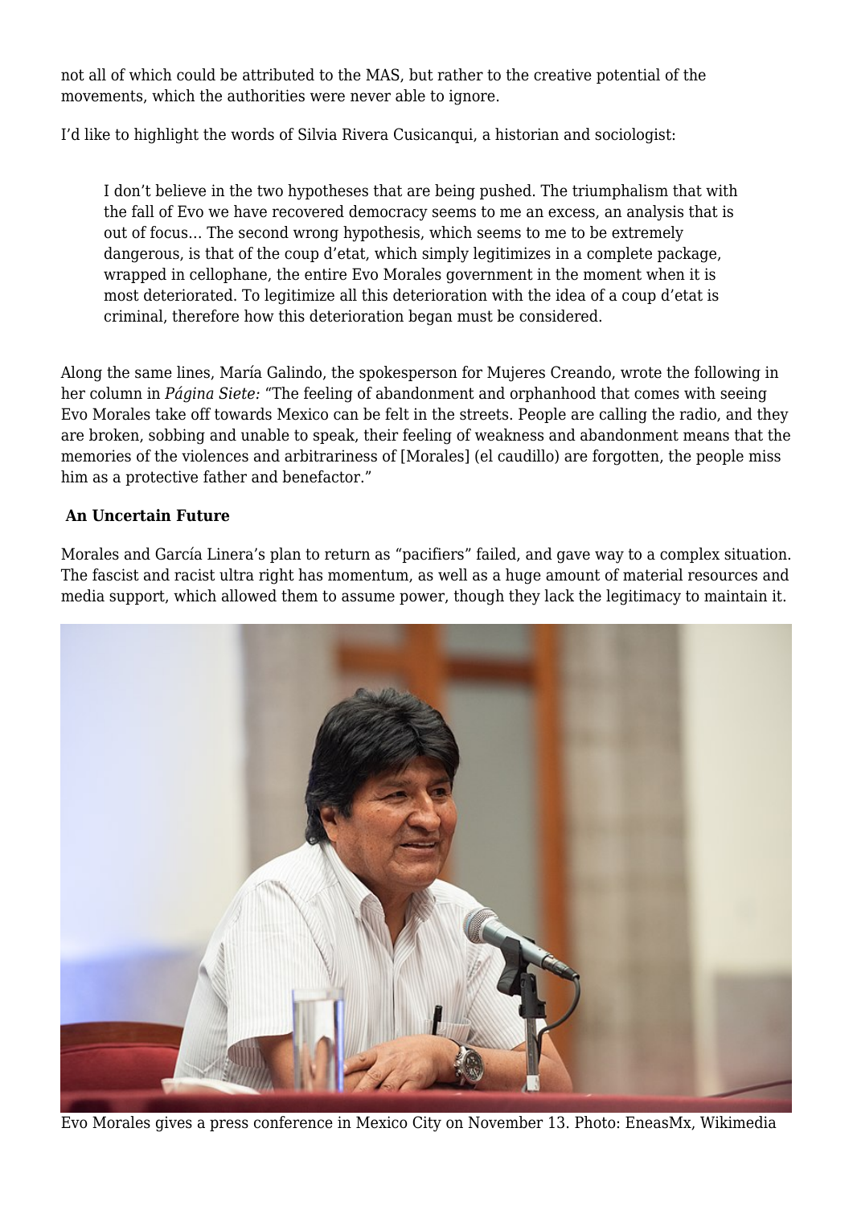not all of which could be attributed to the MAS, but rather to the creative potential of the movements, which the authorities were never able to ignore.

I'd like to highlight the words of Silvia Rivera Cusicanqui, a historian and sociologist:

> I don't believe in the two hypotheses that are being pushed. The triumphalism that with the fall of Evo we have recovered democracy seems to me an excess, an analysis that is out of focus… The second wrong hypothesis, which seems to me to be extremely dangerous, is that of the coup d'etat, which simply legitimizes in a complete package, wrapped in cellophane, the entire Evo Morales government in the moment when it is most deteriorated. To legitimize all this deterioration with the idea of a coup d'etat is criminal, therefore how this deterioration began must be considered.

Along the same lines, María Galindo, the spokesperson for Mujeres Creando, wrote the following in her column in *Página Siete:* "The feeling of abandonment and orphanhood that comes with seeing Evo Morales take off towards Mexico can be felt in the streets. People are calling the radio, and they are broken, sobbing and unable to speak, their feeling of weakness and abandonment means that the memories of the violences and arbitrariness of [Morales] (el caudillo) are forgotten, the people miss him as a protective father and benefactor."

**An Uncertain Future**

Morales and García Linera's plan to return as "pacifiers" failed, and gave way to a complex situation. The fascist and racist ultra right has momentum, as well as a huge amount of material resources and media support, which allowed them to assume power, though they lack the legitimacy to maintain it.

Evo Morales gives a press conference in Mexico City on November 13. Photo: EneasMx, Wikimedia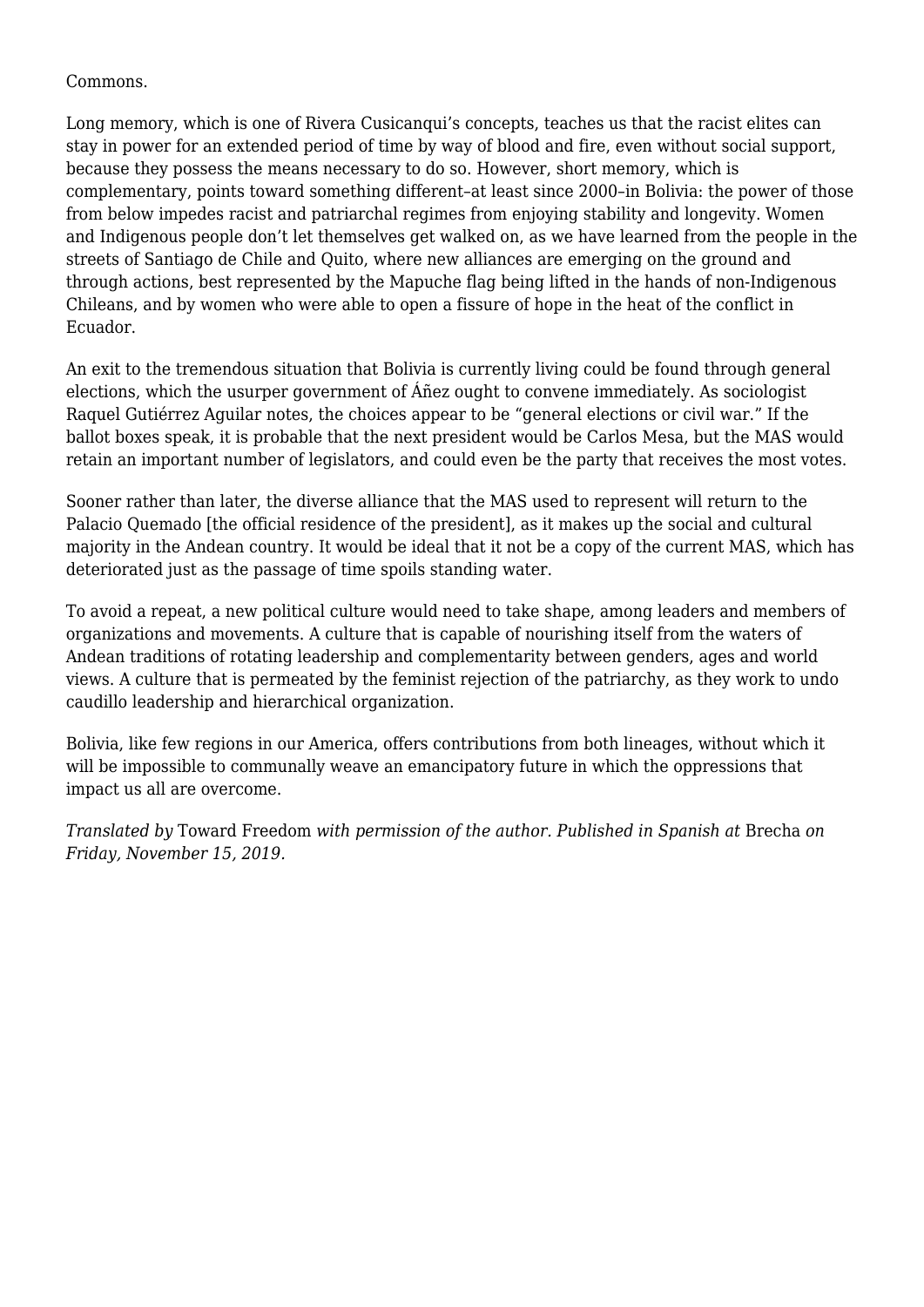Commons.

Long memory, which is one of Rivera Cusicanqui's concepts, teaches us that the racist elites can stay in power for an extended period of time by way of blood and fire, even without social support, because they possess the means necessary to do so. However, short memory, which is complementary, points toward something different–at least since 2000–in Bolivia: the power of those from below impedes racist and patriarchal regimes from enjoying stability and longevity. Women and Indigenous people don't let themselves get walked on, as we have learned from the people in the streets of Santiago de Chile and Quito, where new alliances are emerging on the ground and through actions, best represented by the Mapuche flag being lifted in the hands of non-Indigenous Chileans, and by women who were able to open a fissure of hope in the heat of the conflict in Ecuador.

An exit to the tremendous situation that Bolivia is currently living could be found through general elections, which the usurper government of Áñez ought to convene immediately. As sociologist Raquel Gutiérrez Aguilar notes, the choices appear to be "general elections or civil war." If the ballot boxes speak, it is probable that the next president would be Carlos Mesa, but the MAS would retain an important number of legislators, and could even be the party that receives the most votes.

Sooner rather than later, the diverse alliance that the MAS used to represent will return to the Palacio Quemado [the official residence of the president], as it makes up the social and cultural majority in the Andean country. It would be ideal that it not be a copy of the current MAS, which has deteriorated just as the passage of time spoils standing water.

To avoid a repeat, a new political culture would need to take shape, among leaders and members of organizations and movements. A culture that is capable of nourishing itself from the waters of Andean traditions of rotating leadership and complementarity between genders, ages and world views. A culture that is permeated by the feminist rejection of the patriarchy, as they work to undo caudillo leadership and hierarchical organization.

Bolivia, like few regions in our America, offers contributions from both lineages, without which it will be impossible to communally weave an emancipatory future in which the oppressions that impact us all are overcome.

*Translated by* Toward Freedom *with permission of the author. Published in Spanish at* Brecha *on Friday, November 15, 2019.*